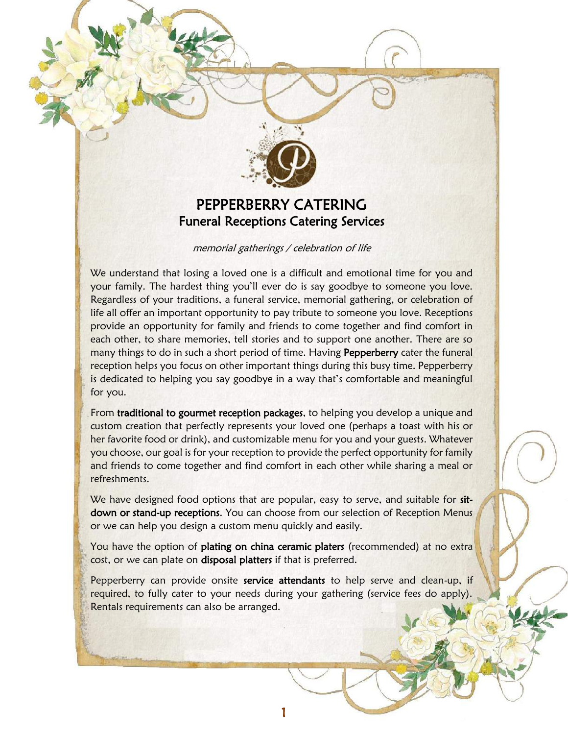# PEPPERBERRY CATERING
## Funeral Receptions Catering Services

*memorial gatherings / celebration of life*

We understand that losing a loved one is a difficult and emotional time for you and your family. The hardest thing you'll ever do is say goodbye to someone you love. Regardless of your traditions, a funeral service, memorial gathering, or celebration of life all offer an important opportunity to pay tribute to someone you love. Receptions provide an opportunity for family and friends to come together and find comfort in each other, to share memories, tell stories and to support one another. There are so many things to do in such a short period of time. Having **Pepperberry** cater the funeral reception helps you focus on other important things during this busy time. Pepperberry is dedicated to helping you say goodbye in a way that's comfortable and meaningful for you.

From **traditional to gourmet reception packages**, to helping you develop a unique and custom creation that perfectly represents your loved one (perhaps a toast with his or her favorite food or drink), and customizable menu for you and your guests. Whatever you choose, our goal is for your reception to provide the perfect opportunity for family and friends to come together and find comfort in each other while sharing a meal or refreshments.

We have designed food options that are popular, easy to serve, and suitable for **sit-down or stand-up receptions**. You can choose from our selection of Reception Menus or we can help you design a custom menu quickly and easily.

You have the option of **plating on china ceramic platers** (recommended) at no extra cost, or we can plate on **disposal platters** if that is preferred.

Pepperberry can provide onsite **service attendants** to help serve and clean-up, if required, to fully cater to your needs during your gathering (service fees do apply). Rentals requirements can also be arranged.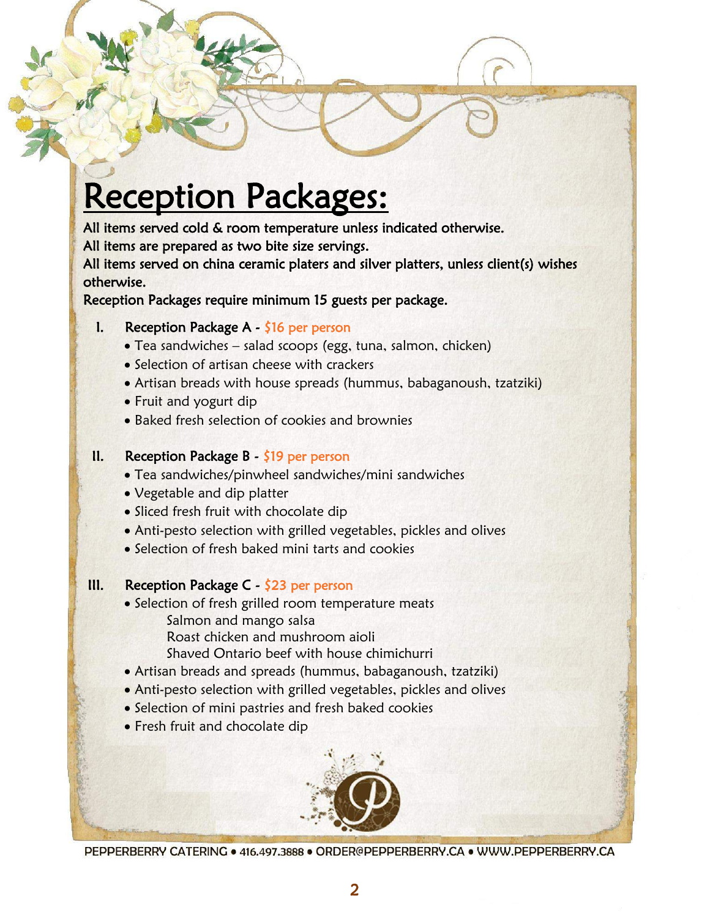# Reception Packages:

**All items served cold & room temperature unless indicated otherwise.**
**All items are prepared as two bite size servings.**
**All items served on china ceramic platers and silver platters, unless client(s) wishes otherwise.**
**Reception Packages require minimum 15 guests per package.**

I. **Reception Package A** - $16 per person
   - Tea sandwiches – salad scoops (egg, tuna, salmon, chicken)
   - Selection of artisan cheese with crackers
   - Artisan breads with house spreads (hummus, babaganoush, tzatziki)
   - Fruit and yogurt dip
   - Baked fresh selection of cookies and brownies

II. **Reception Package B** - $19 per person
   - Tea sandwiches/pinwheel sandwiches/mini sandwiches
   - Vegetable and dip platter
   - Sliced fresh fruit with chocolate dip
   - Anti-pesto selection with grilled vegetables, pickles and olives
   - Selection of fresh baked mini tarts and cookies

III. **Reception Package C** - $23 per person
   - Selection of fresh grilled room temperature meats
     - Salmon and mango salsa
     - Roast chicken and mushroom aioli
     - Shaved Ontario beef with house chimichurri
   - Artisan breads and spreads (hummus, babaganoush, tzatziki)
   - Anti-pesto selection with grilled vegetables, pickles and olives
   - Selection of mini pastries and fresh baked cookies
   - Fresh fruit and chocolate dip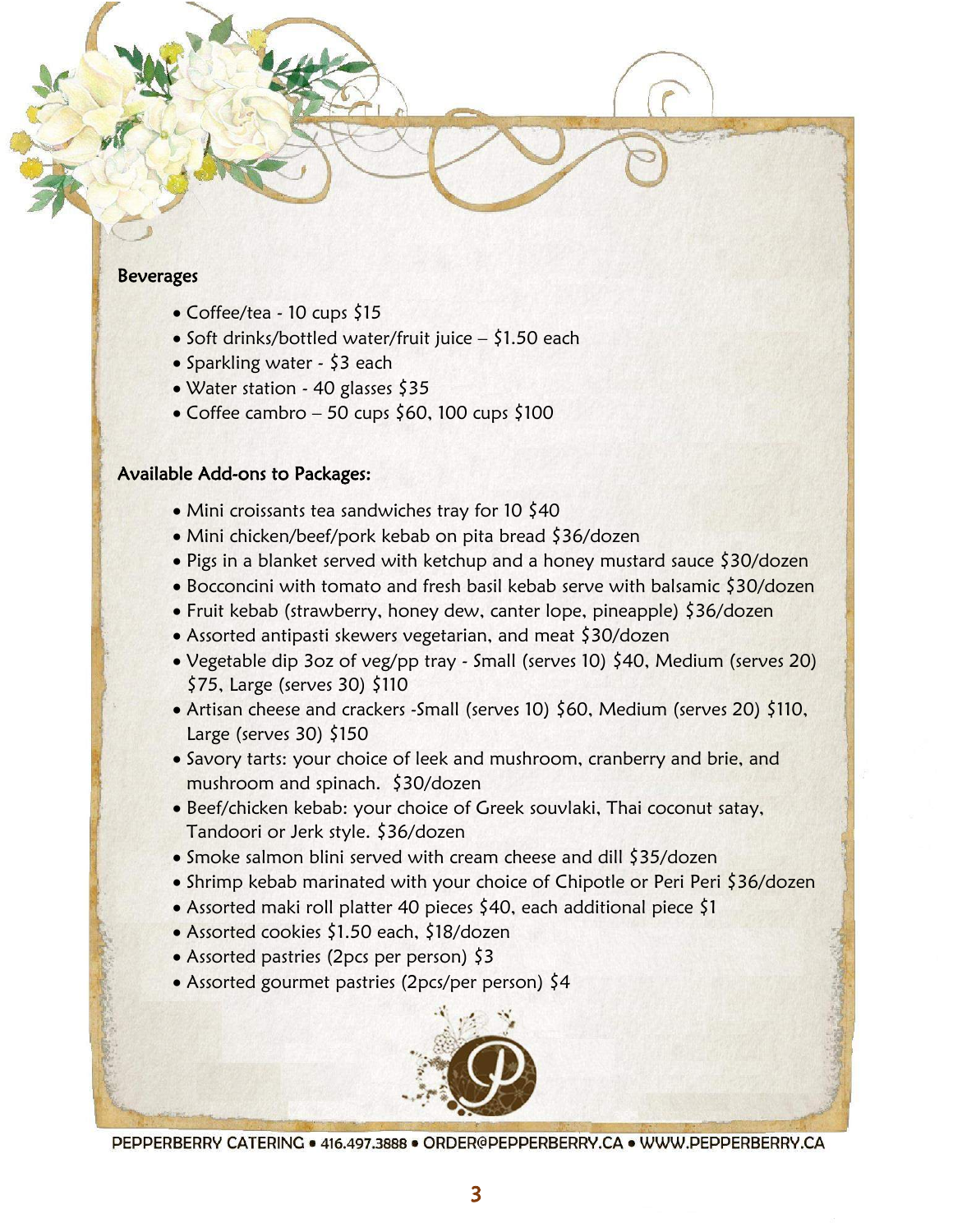## Beverages

- Coffee/tea - 10 cups $15
- Soft drinks/bottled water/fruit juice – $1.50 each
- Sparkling water - $3 each
- Water station - 40 glasses $35
- Coffee cambro – 50 cups $60, 100 cups $100

## Available Add-ons to Packages:

- Mini croissants tea sandwiches tray for 10 $40
- Mini chicken/beef/pork kebab on pita bread $36/dozen
- Pigs in a blanket served with ketchup and a honey mustard sauce $30/dozen
- Bocconcini with tomato and fresh basil kebab serve with balsamic $30/dozen
- Fruit kebab (strawberry, honey dew, canter lope, pineapple) $36/dozen
- Assorted antipasti skewers vegetarian, and meat $30/dozen
- Vegetable dip 3oz of veg/pp tray - Small (serves 10) $40, Medium (serves 20) $75, Large (serves 30) $110
- Artisan cheese and crackers -Small (serves 10) $60, Medium (serves 20) $110, Large (serves 30) $150
- Savory tarts: your choice of leek and mushroom, cranberry and brie, and mushroom and spinach. $30/dozen
- Beef/chicken kebab: your choice of Greek souvlaki, Thai coconut satay, Tandoori or Jerk style. $36/dozen
- Smoke salmon blini served with cream cheese and dill $35/dozen
- Shrimp kebab marinated with your choice of Chipotle or Peri Peri $36/dozen
- Assorted maki roll platter 40 pieces $40, each additional piece $1
- Assorted cookies $1.50 each, $18/dozen
- Assorted pastries (2pcs per person) $3
- Assorted gourmet pastries (2pcs/per person) $4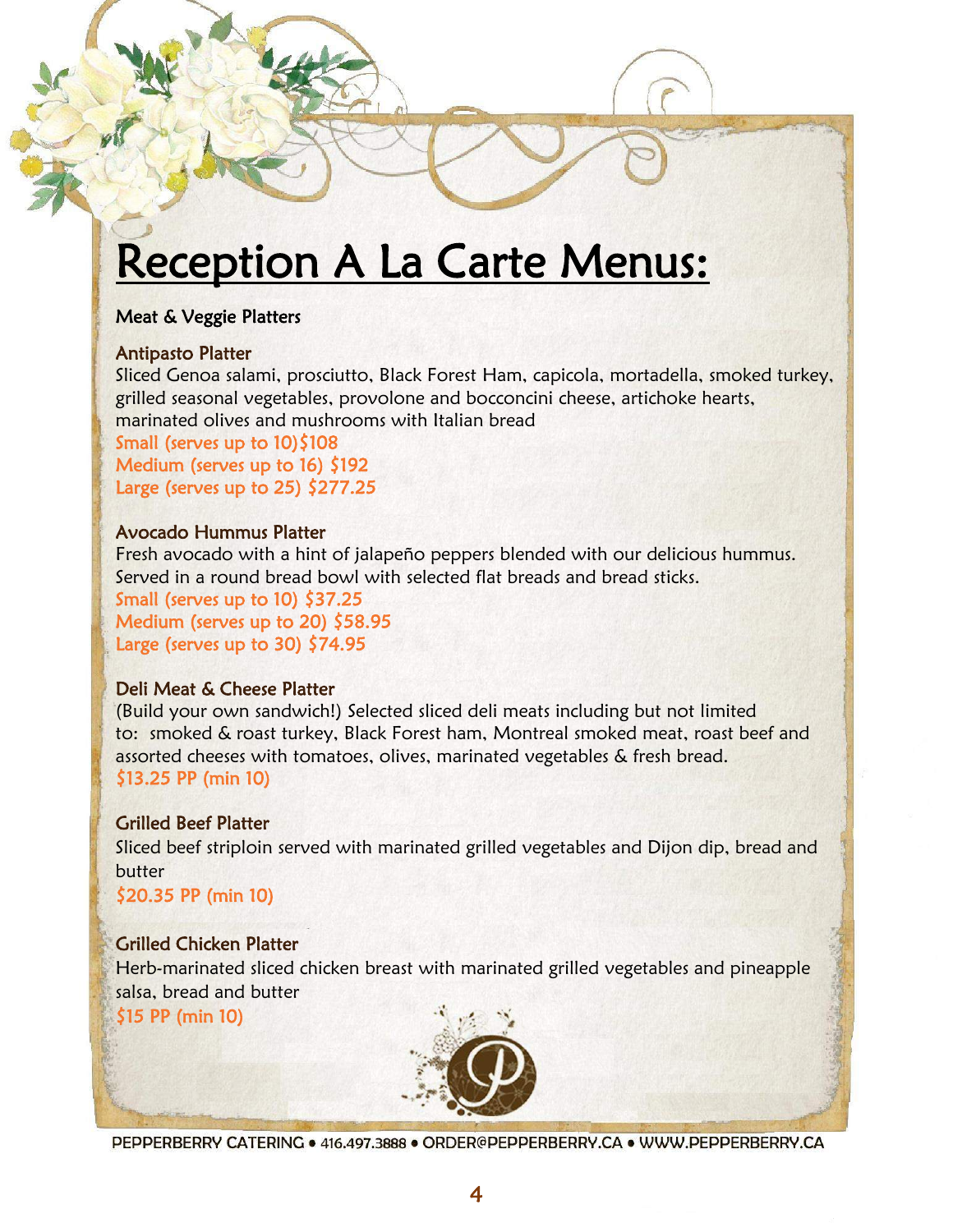# Reception A La Carte Menus:

## Meat & Veggie Platters

### Antipasto Platter

Sliced Genoa salami, prosciutto, Black Forest Ham, capicola, mortadella, smoked turkey, grilled seasonal vegetables, provolone and bocconcini cheese, artichoke hearts, marinated olives and mushrooms with Italian bread

Small (serves up to 10)$108
Medium (serves up to 16) $192
Large (serves up to 25) $277.25

### Avocado Hummus Platter

Fresh avocado with a hint of jalapeño peppers blended with our delicious hummus. Served in a round bread bowl with selected flat breads and bread sticks.

Small (serves up to 10) $37.25
Medium (serves up to 20) $58.95
Large (serves up to 30) $74.95

### Deli Meat & Cheese Platter

(Build your own sandwich!) Selected sliced deli meats including but not limited to: smoked & roast turkey, Black Forest ham, Montreal smoked meat, roast beef and assorted cheeses with tomatoes, olives, marinated vegetables & fresh bread.

$13.25 PP (min 10)

### Grilled Beef Platter

Sliced beef striploin served with marinated grilled vegetables and Dijon dip, bread and butter

$20.35 PP (min 10)

### Grilled Chicken Platter

Herb-marinated sliced chicken breast with marinated grilled vegetables and pineapple salsa, bread and butter

$15 PP (min 10)

PEPPERBERRY CATERING • 416.497.3888 • ORDER@PEPPERBERRY.CA • WWW.PEPPERBERRY.CA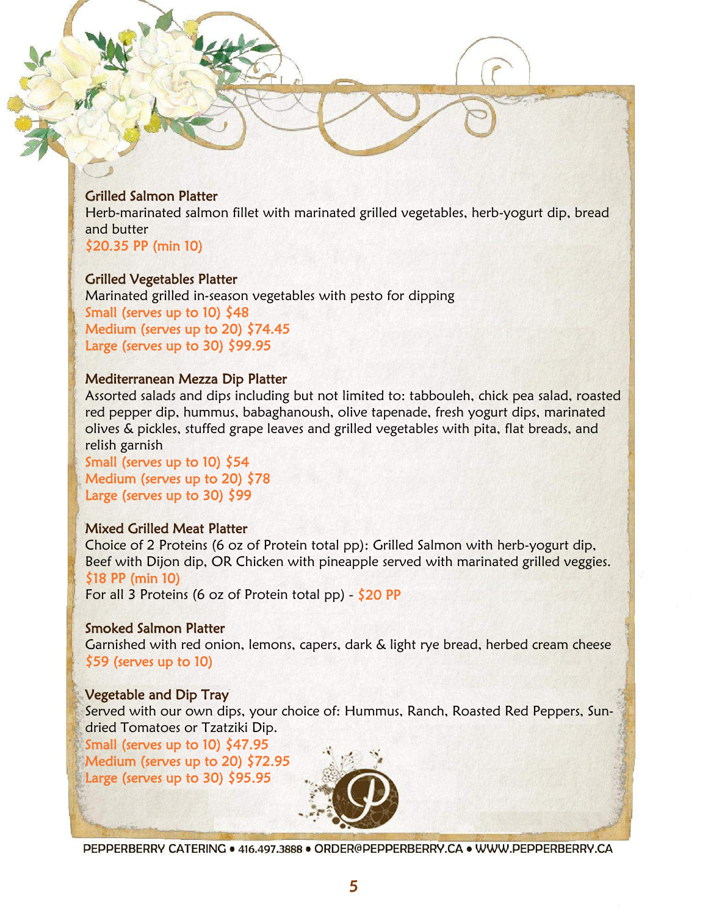### Grilled Salmon Platter

Herb-marinated salmon fillet with marinated grilled vegetables, herb-yogurt dip, bread and butter

$20.35 PP (min 10)

### Grilled Vegetables Platter

Marinated grilled in-season vegetables with pesto for dipping

Small (serves up to 10) $48
Medium (serves up to 20) $74.45
Large (serves up to 30) $99.95

### Mediterranean Mezza Dip Platter

Assorted salads and dips including but not limited to: tabbouleh, chick pea salad, roasted red pepper dip, hummus, babaghanoush, olive tapenade, fresh yogurt dips, marinated olives & pickles, stuffed grape leaves and grilled vegetables with pita, flat breads, and relish garnish

Small (serves up to 10) $54
Medium (serves up to 20) $78
Large (serves up to 30) $99

### Mixed Grilled Meat Platter

Choice of 2 Proteins (6 oz of Protein total pp): Grilled Salmon with herb-yogurt dip, Beef with Dijon dip, OR Chicken with pineapple served with marinated grilled veggies.

$18 PP (min 10)

For all 3 Proteins (6 oz of Protein total pp) - $20 PP

### Smoked Salmon Platter

Garnished with red onion, lemons, capers, dark & light rye bread, herbed cream cheese

$59 (serves up to 10)

### Vegetable and Dip Tray

Served with our own dips, your choice of: Hummus, Ranch, Roasted Red Peppers, Sun-dried Tomatoes or Tzatziki Dip.

Small (serves up to 10) $47.95
Medium (serves up to 20) $72.95
Large (serves up to 30) $95.95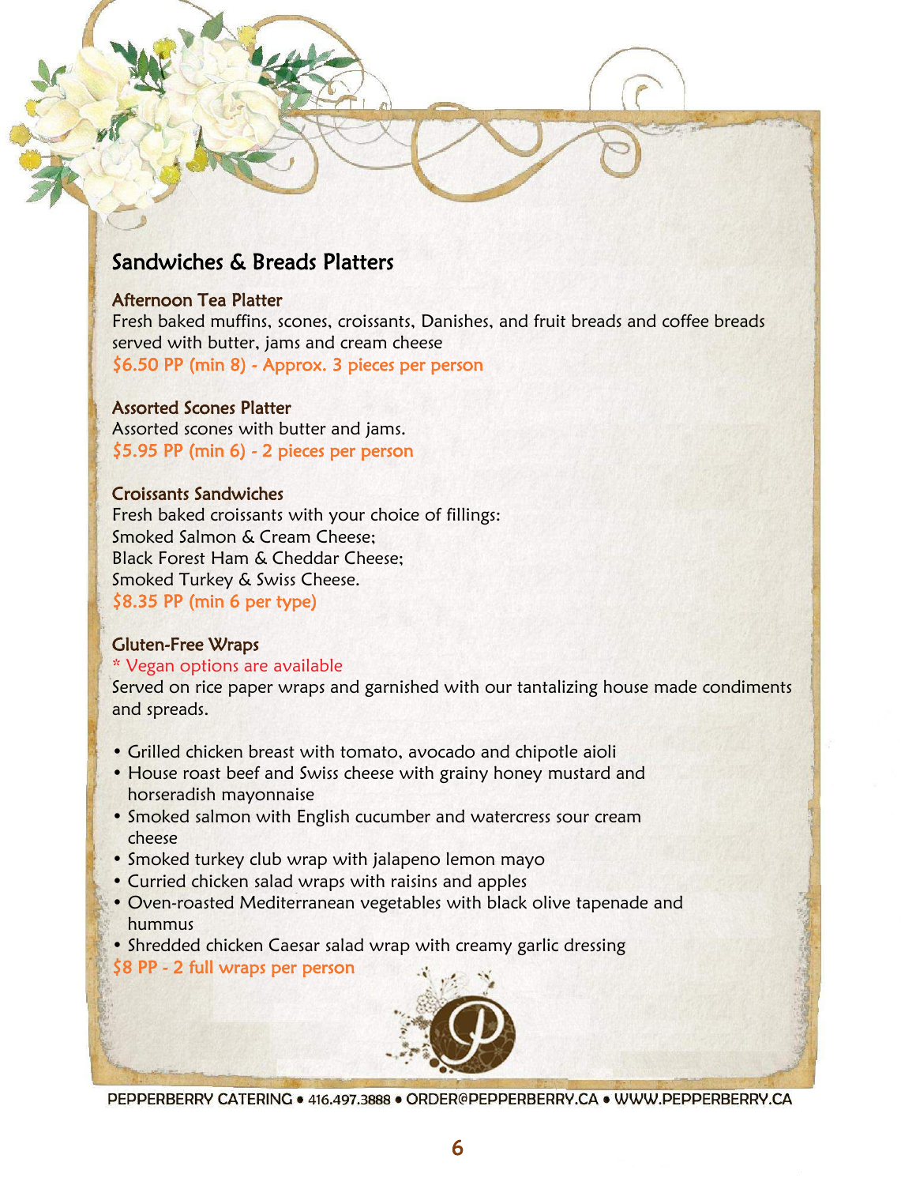## Sandwiches & Breads Platters

### Afternoon Tea Platter

Fresh baked muffins, scones, croissants, Danishes, and fruit breads and coffee breads served with butter, jams and cream cheese

$6.50 PP (min 8) - Approx. 3 pieces per person

### Assorted Scones Platter

Assorted scones with butter and jams.

$5.95 PP (min 6) - 2 pieces per person

### Croissants Sandwiches

Fresh baked croissants with your choice of fillings:
Smoked Salmon & Cream Cheese;
Black Forest Ham & Cheddar Cheese;
Smoked Turkey & Swiss Cheese.

$8.35 PP (min 6 per type)

### Gluten-Free Wraps

* Vegan options are available

Served on rice paper wraps and garnished with our tantalizing house made condiments and spreads.

- Grilled chicken breast with tomato, avocado and chipotle aioli
- House roast beef and Swiss cheese with grainy honey mustard and horseradish mayonnaise
- Smoked salmon with English cucumber and watercress sour cream cheese
- Smoked turkey club wrap with jalapeno lemon mayo
- Curried chicken salad wraps with raisins and apples
- Oven-roasted Mediterranean vegetables with black olive tapenade and hummus
- Shredded chicken Caesar salad wrap with creamy garlic dressing

$8 PP - 2 full wraps per person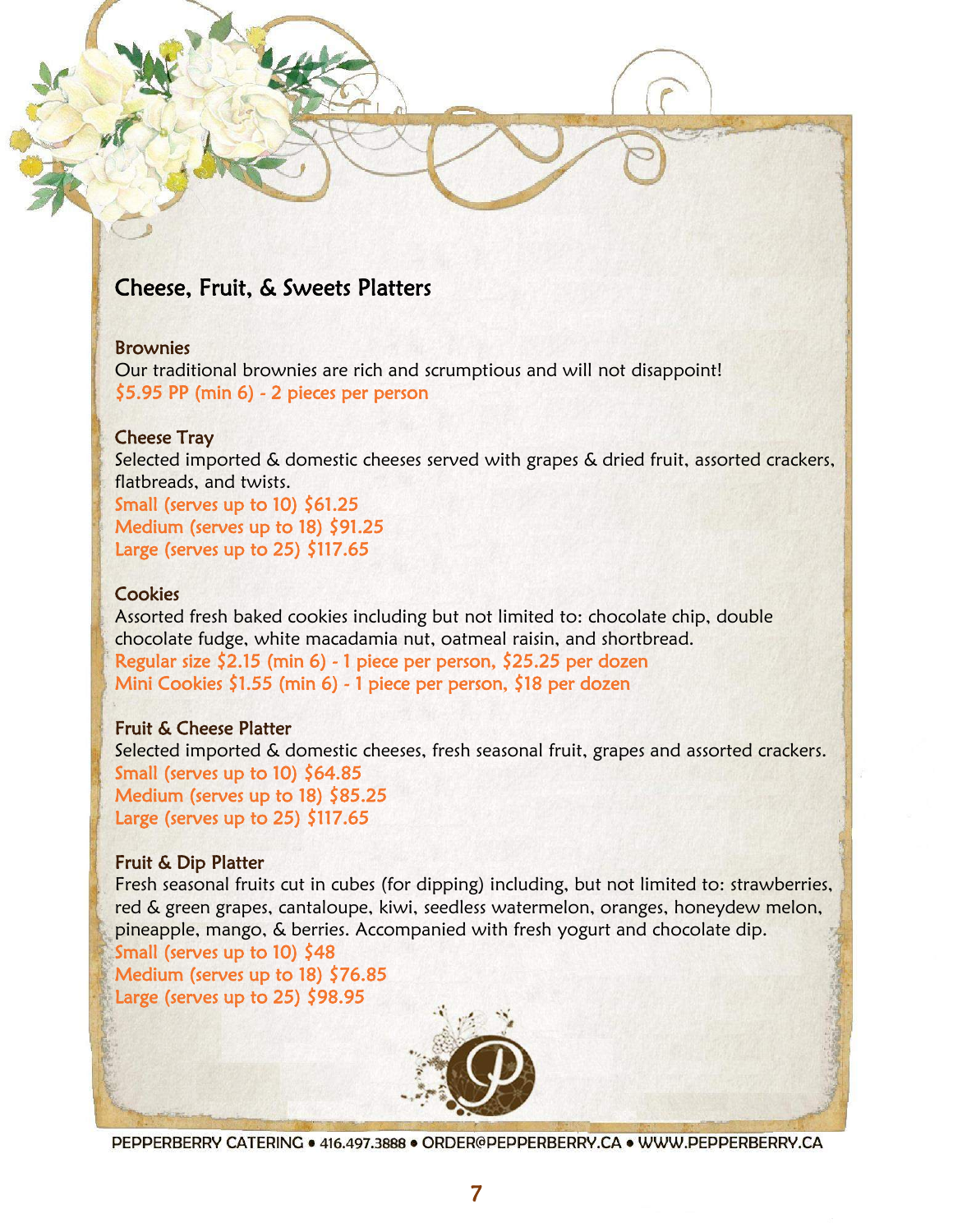## Cheese, Fruit, & Sweets Platters

### Brownies

Our traditional brownies are rich and scrumptious and will not disappoint!

$5.95 PP (min 6) - 2 pieces per person

### Cheese Tray

Selected imported & domestic cheeses served with grapes & dried fruit, assorted crackers, flatbreads, and twists.

Small (serves up to 10) $61.25
Medium (serves up to 18) $91.25
Large (serves up to 25) $117.65

### Cookies

Assorted fresh baked cookies including but not limited to: chocolate chip, double chocolate fudge, white macadamia nut, oatmeal raisin, and shortbread.

Regular size $2.15 (min 6) - 1 piece per person, $25.25 per dozen
Mini Cookies $1.55 (min 6) - 1 piece per person, $18 per dozen

### Fruit & Cheese Platter

Selected imported & domestic cheeses, fresh seasonal fruit, grapes and assorted crackers.

Small (serves up to 10) $64.85
Medium (serves up to 18) $85.25
Large (serves up to 25) $117.65

### Fruit & Dip Platter

Fresh seasonal fruits cut in cubes (for dipping) including, but not limited to: strawberries, red & green grapes, cantaloupe, kiwi, seedless watermelon, oranges, honeydew melon, pineapple, mango, & berries. Accompanied with fresh yogurt and chocolate dip.

Small (serves up to 10) $48
Medium (serves up to 18) $76.85
Large (serves up to 25) $98.95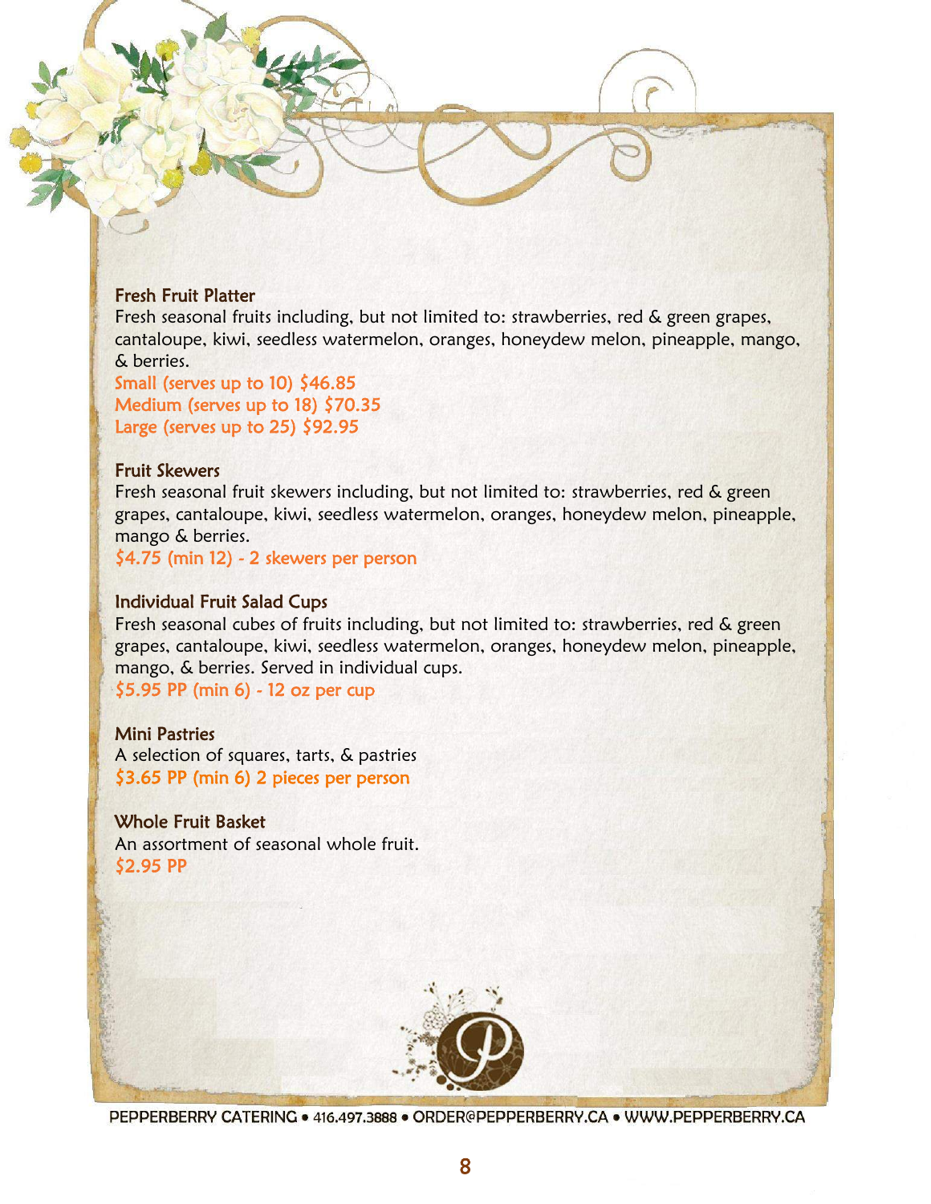### Fresh Fruit Platter

Fresh seasonal fruits including, but not limited to: strawberries, red & green grapes, cantaloupe, kiwi, seedless watermelon, oranges, honeydew melon, pineapple, mango, & berries.

Small (serves up to 10) $46.85
Medium (serves up to 18) $70.35
Large (serves up to 25) $92.95

### Fruit Skewers

Fresh seasonal fruit skewers including, but not limited to: strawberries, red & green grapes, cantaloupe, kiwi, seedless watermelon, oranges, honeydew melon, pineapple, mango & berries.

$4.75 (min 12) - 2 skewers per person

### Individual Fruit Salad Cups

Fresh seasonal cubes of fruits including, but not limited to: strawberries, red & green grapes, cantaloupe, kiwi, seedless watermelon, oranges, honeydew melon, pineapple, mango, & berries. Served in individual cups.

$5.95 PP (min 6) - 12 oz per cup

### Mini Pastries

A selection of squares, tarts, & pastries

$3.65 PP (min 6) 2 pieces per person

### Whole Fruit Basket

An assortment of seasonal whole fruit.

$2.95 PP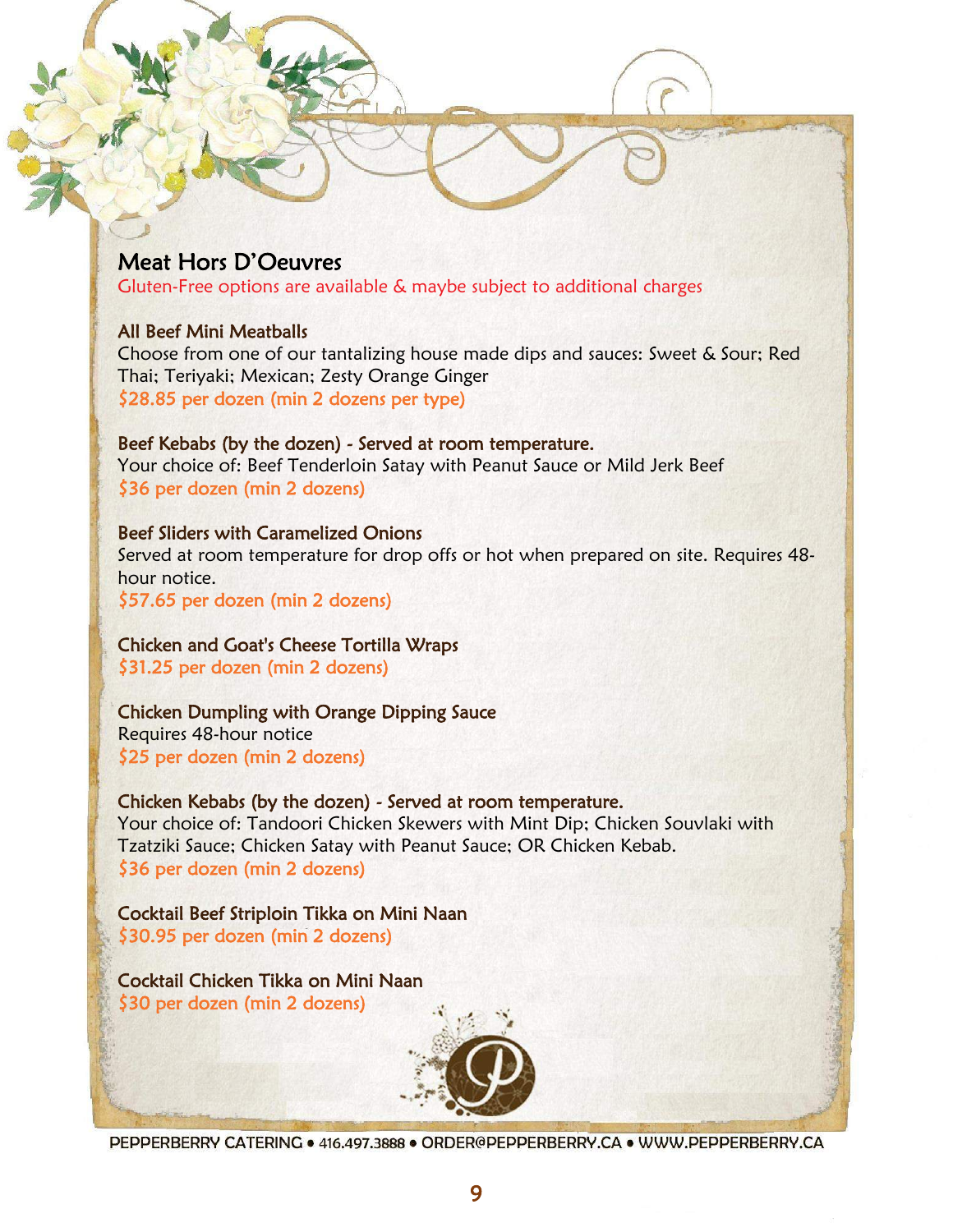# Meat Hors D'Oeuvres

Gluten-Free options are available & maybe subject to additional charges

**All Beef Mini Meatballs**
Choose from one of our tantalizing house made dips and sauces: Sweet & Sour; Red Thai; Teriyaki; Mexican; Zesty Orange Ginger
$28.85 per dozen (min 2 dozens per type)

**Beef Kebabs (by the dozen) - Served at room temperature.**
Your choice of: Beef Tenderloin Satay with Peanut Sauce or Mild Jerk Beef
$36 per dozen (min 2 dozens)

**Beef Sliders with Caramelized Onions**
Served at room temperature for drop offs or hot when prepared on site. Requires 48-hour notice.
$57.65 per dozen (min 2 dozens)

**Chicken and Goat's Cheese Tortilla Wraps**
$31.25 per dozen (min 2 dozens)

**Chicken Dumpling with Orange Dipping Sauce**
Requires 48-hour notice
$25 per dozen (min 2 dozens)

**Chicken Kebabs (by the dozen) - Served at room temperature.**
Your choice of: Tandoori Chicken Skewers with Mint Dip; Chicken Souvlaki with Tzatziki Sauce; Chicken Satay with Peanut Sauce; OR Chicken Kebab.
$36 per dozen (min 2 dozens)

**Cocktail Beef Striploin Tikka on Mini Naan**
$30.95 per dozen (min 2 dozens)

**Cocktail Chicken Tikka on Mini Naan**
$30 per dozen (min 2 dozens)

PEPPERBERRY CATERING • 416.497.3888 • ORDER@PEPPERBERRY.CA • WWW.PEPPERBERRY.CA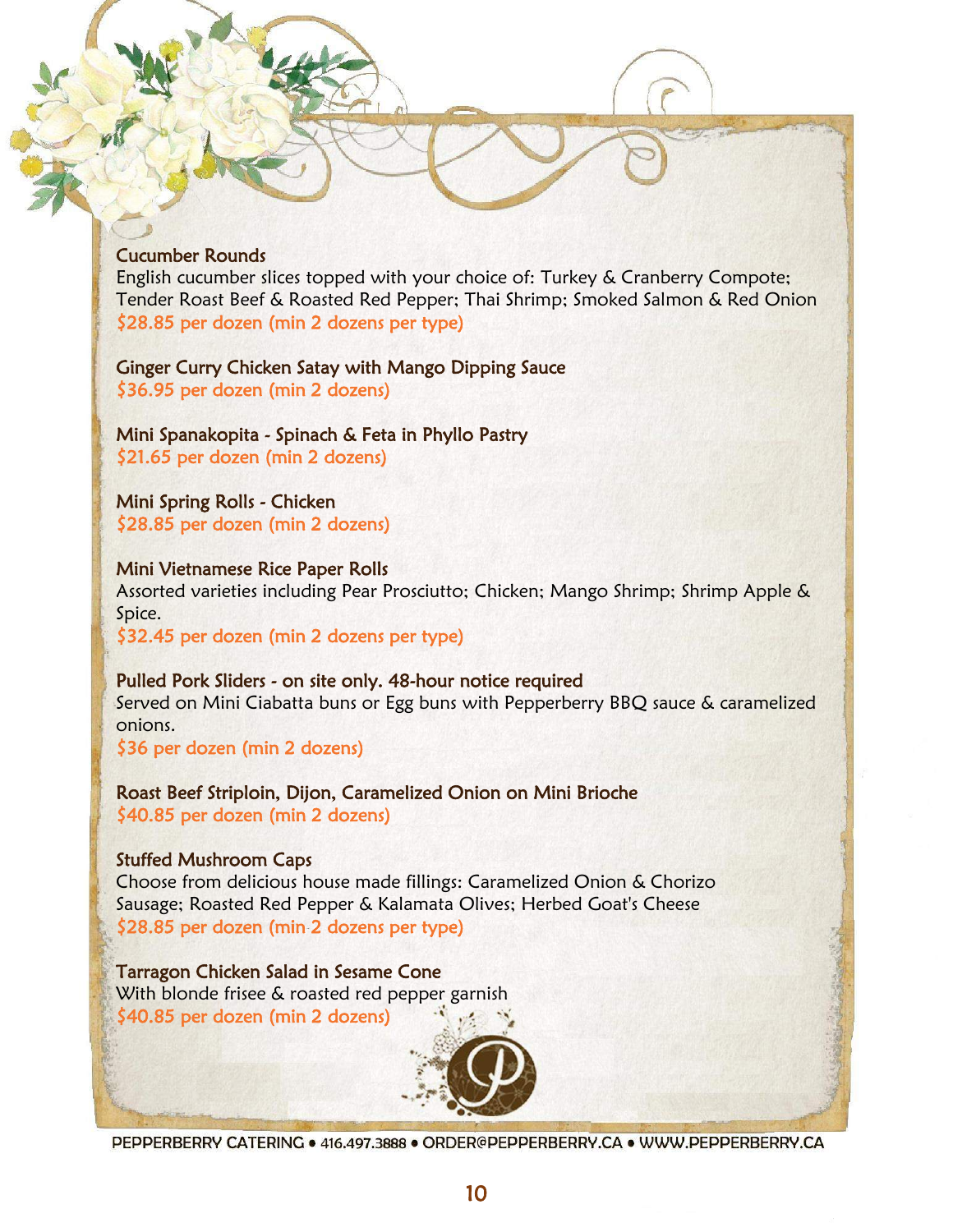### Cucumber Rounds

English cucumber slices topped with your choice of: Turkey & Cranberry Compote; Tender Roast Beef & Roasted Red Pepper; Thai Shrimp; Smoked Salmon & Red Onion

$28.85 per dozen (min 2 dozens per type)

### Ginger Curry Chicken Satay with Mango Dipping Sauce

$36.95 per dozen (min 2 dozens)

### Mini Spanakopita - Spinach & Feta in Phyllo Pastry

$21.65 per dozen (min 2 dozens)

### Mini Spring Rolls - Chicken

$28.85 per dozen (min 2 dozens)

### Mini Vietnamese Rice Paper Rolls

Assorted varieties including Pear Prosciutto; Chicken; Mango Shrimp; Shrimp Apple & Spice.

$32.45 per dozen (min 2 dozens per type)

### Pulled Pork Sliders - on site only. 48-hour notice required

Served on Mini Ciabatta buns or Egg buns with Pepperberry BBQ sauce & caramelized onions.

$36 per dozen (min 2 dozens)

### Roast Beef Striploin, Dijon, Caramelized Onion on Mini Brioche

$40.85 per dozen (min 2 dozens)

### Stuffed Mushroom Caps

Choose from delicious house made fillings: Caramelized Onion & Chorizo Sausage; Roasted Red Pepper & Kalamata Olives; Herbed Goat's Cheese

$28.85 per dozen (min 2 dozens per type)

### Tarragon Chicken Salad in Sesame Cone

With blonde frisee & roasted red pepper garnish

$40.85 per dozen (min 2 dozens)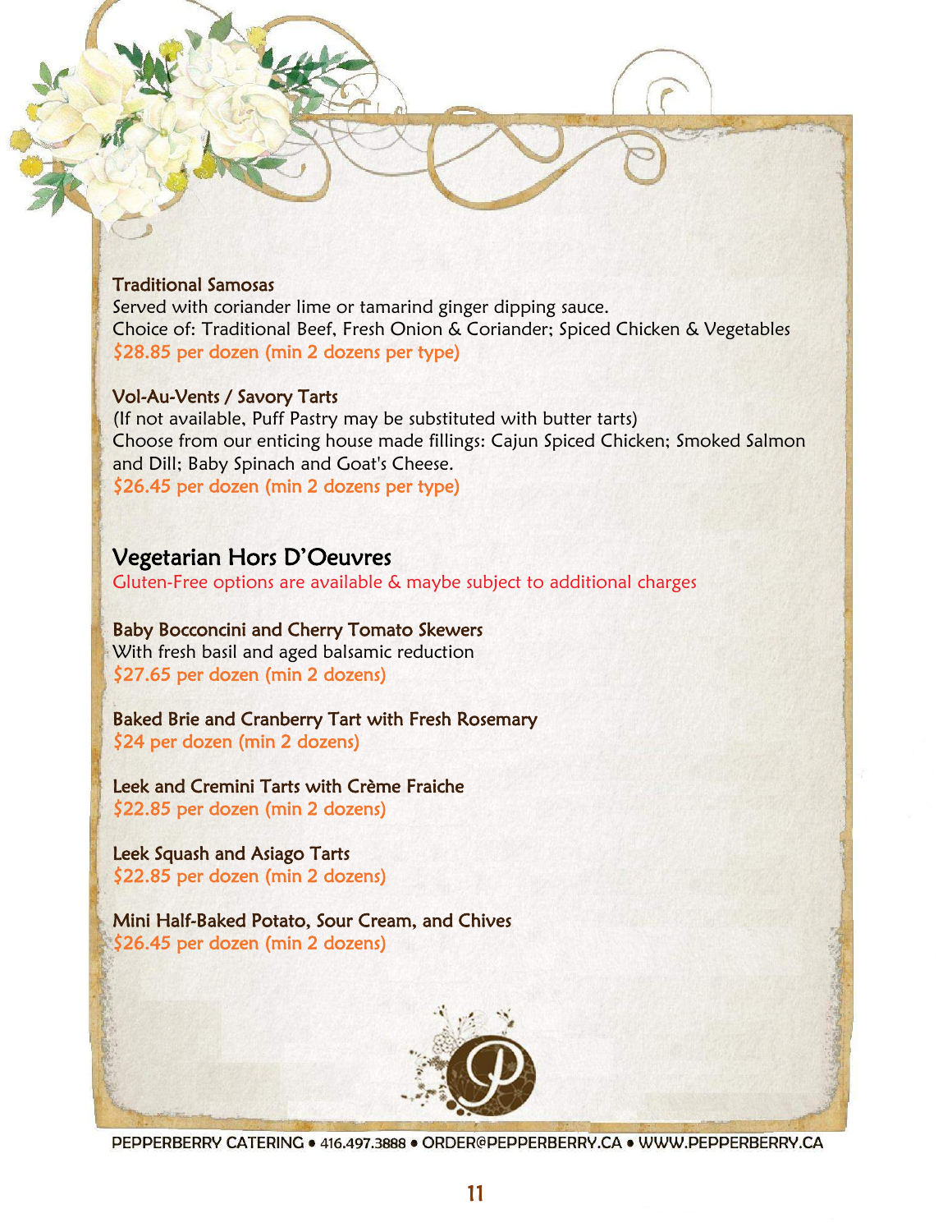### Traditional Samosas

Served with coriander lime or tamarind ginger dipping sauce.
Choice of: Traditional Beef, Fresh Onion & Coriander; Spiced Chicken & Vegetables
$28.85 per dozen (min 2 dozens per type)

### Vol-Au-Vents / Savory Tarts

(If not available, Puff Pastry may be substituted with butter tarts)
Choose from our enticing house made fillings: Cajun Spiced Chicken; Smoked Salmon and Dill; Baby Spinach and Goat's Cheese.
$26.45 per dozen (min 2 dozens per type)

## Vegetarian Hors D'Oeuvres

Gluten-Free options are available & maybe subject to additional charges

### Baby Bocconcini and Cherry Tomato Skewers

With fresh basil and aged balsamic reduction
$27.65 per dozen (min 2 dozens)

### Baked Brie and Cranberry Tart with Fresh Rosemary

$24 per dozen (min 2 dozens)

### Leek and Cremini Tarts with Crème Fraiche

$22.85 per dozen (min 2 dozens)

### Leek Squash and Asiago Tarts

$22.85 per dozen (min 2 dozens)

### Mini Half-Baked Potato, Sour Cream, and Chives

$26.45 per dozen (min 2 dozens)

PEPPERBERRY CATERING • 416.497.3888 • ORDER@PEPPERBERRY.CA • WWW.PEPPERBERRY.CA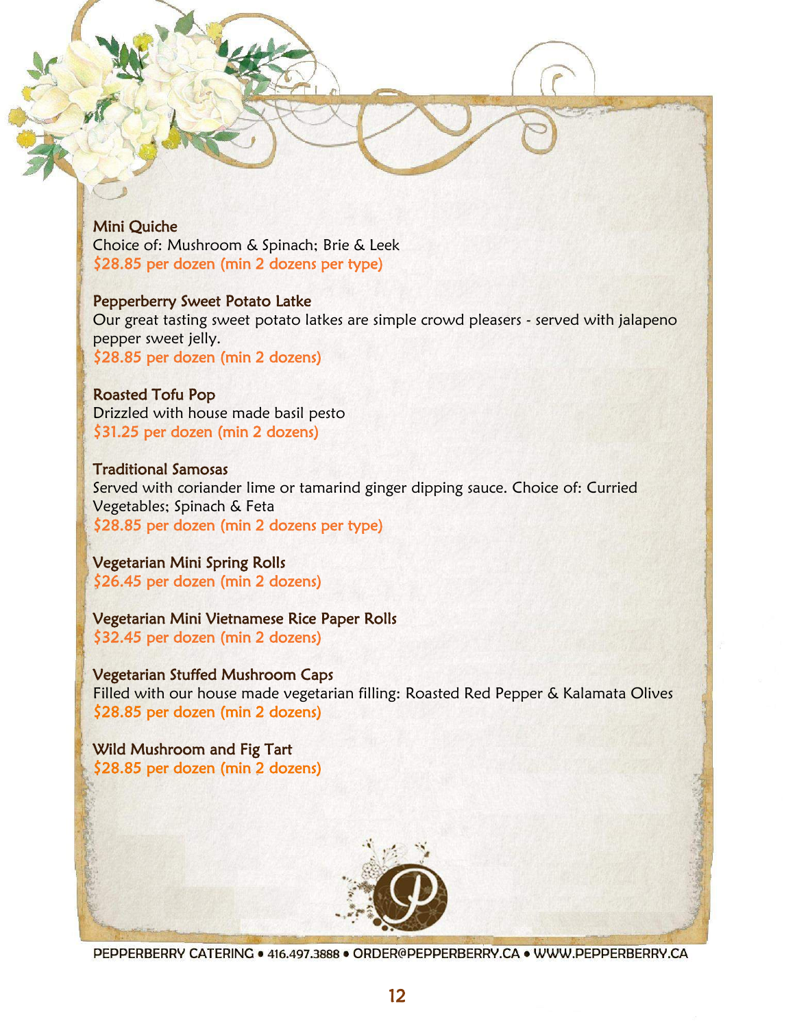**Mini Quiche**
Choice of: Mushroom & Spinach; Brie & Leek
$28.85 per dozen (min 2 dozens per type)

**Pepperberry Sweet Potato Latke**
Our great tasting sweet potato latkes are simple crowd pleasers - served with jalapeno pepper sweet jelly.
$28.85 per dozen (min 2 dozens)

**Roasted Tofu Pop**
Drizzled with house made basil pesto
$31.25 per dozen (min 2 dozens)

**Traditional Samosas**
Served with coriander lime or tamarind ginger dipping sauce. Choice of: Curried Vegetables; Spinach & Feta
$28.85 per dozen (min 2 dozens per type)

**Vegetarian Mini Spring Rolls**
$26.45 per dozen (min 2 dozens)

**Vegetarian Mini Vietnamese Rice Paper Rolls**
$32.45 per dozen (min 2 dozens)

**Vegetarian Stuffed Mushroom Caps**
Filled with our house made vegetarian filling: Roasted Red Pepper & Kalamata Olives
$28.85 per dozen (min 2 dozens)

**Wild Mushroom and Fig Tart**
$28.85 per dozen (min 2 dozens)

PEPPERBERRY CATERING • 416.497.3888 • ORDER@PEPPERBERRY.CA • WWW.PEPPERBERRY.CA